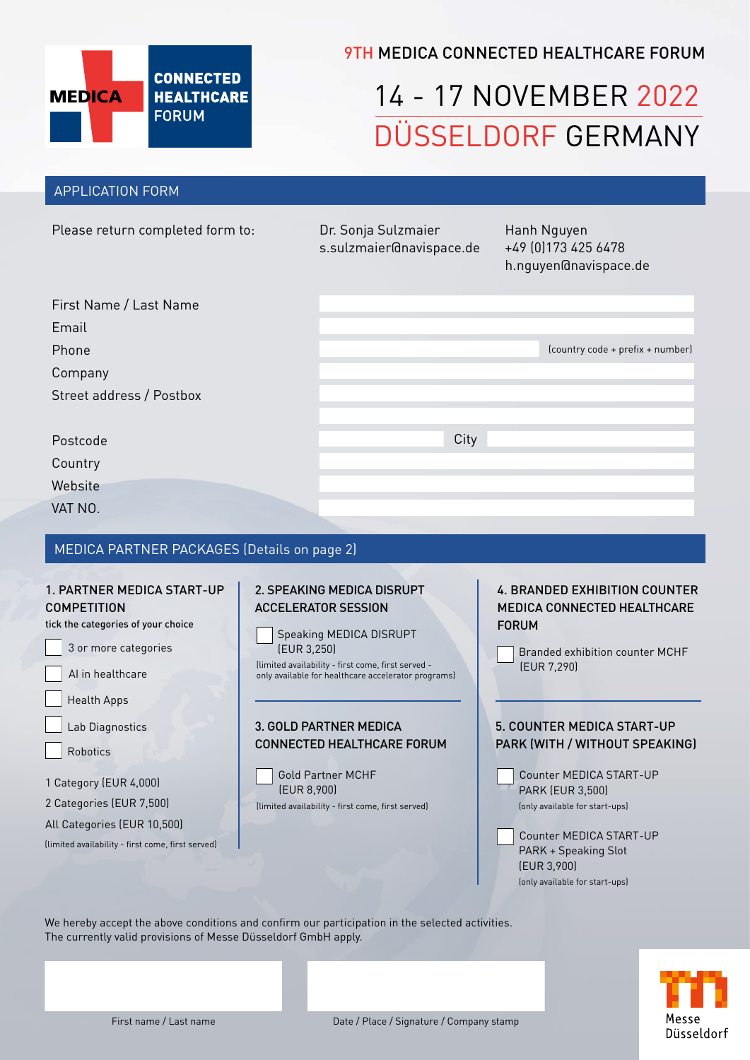MEDICA CONNECTED HEALTHCARE FORUM

# 9TH MEDICA CONNECTED HEALTHCARE FORUM

## 14 - 17 NOVEMBER 2022
## DÜSSELDORF GERMANY

## APPLICATION FORM

Please return completed form to:

Dr. Sonja Sulzmaier
s.sulzmaier@navispace.de

Hanh Nguyen
+49 (0)173 425 6478
h.nguyen@navispace.de

First Name / Last Name

Email

Phone (country code + prefix + number)

Company

Street address / Postbox

Postcode  City

Country

Website

VAT NO.

## MEDICA PARTNER PACKAGES (Details on page 2)

### 1. PARTNER MEDICA START-UP COMPETITION

tick the categories of your choice

- [ ] 3 or more categories
- [ ] AI in healthcare
- [ ] Health Apps
- [ ] Lab Diagnostics
- [ ] Robotics

1 Category (EUR 4,000)
2 Categories (EUR 7,500)
All Categories (EUR 10,500)
(limited availability - first come, first served)

### 2. SPEAKING MEDICA DISRUPT ACCELERATOR SESSION

- [ ] Speaking MEDICA DISRUPT (EUR 3,250)

(limited availability - first come, first served - only available for healthcare accelerator programs)

### 3. GOLD PARTNER MEDICA CONNECTED HEALTHCARE FORUM

- [ ] Gold Partner MCHF (EUR 8,900)

(limited availability - first come, first served)

### 4. BRANDED EXHIBITION COUNTER MEDICA CONNECTED HEALTHCARE FORUM

- [ ] Branded exhibition counter MCHF (EUR 7,290)

### 5. COUNTER MEDICA START-UP PARK (WITH / WITHOUT SPEAKING)

- [ ] Counter MEDICA START-UP PARK (EUR 3,500)
(only available for start-ups)

- [ ] Counter MEDICA START-UP PARK + Speaking Slot (EUR 3,900)
(only available for start-ups)

We hereby accept the above conditions and confirm our participation in the selected activities.
The currently valid provisions of Messe Düsseldorf GmbH apply.

First name / Last name

Date / Place / Signature / Company stamp

Messe Düsseldorf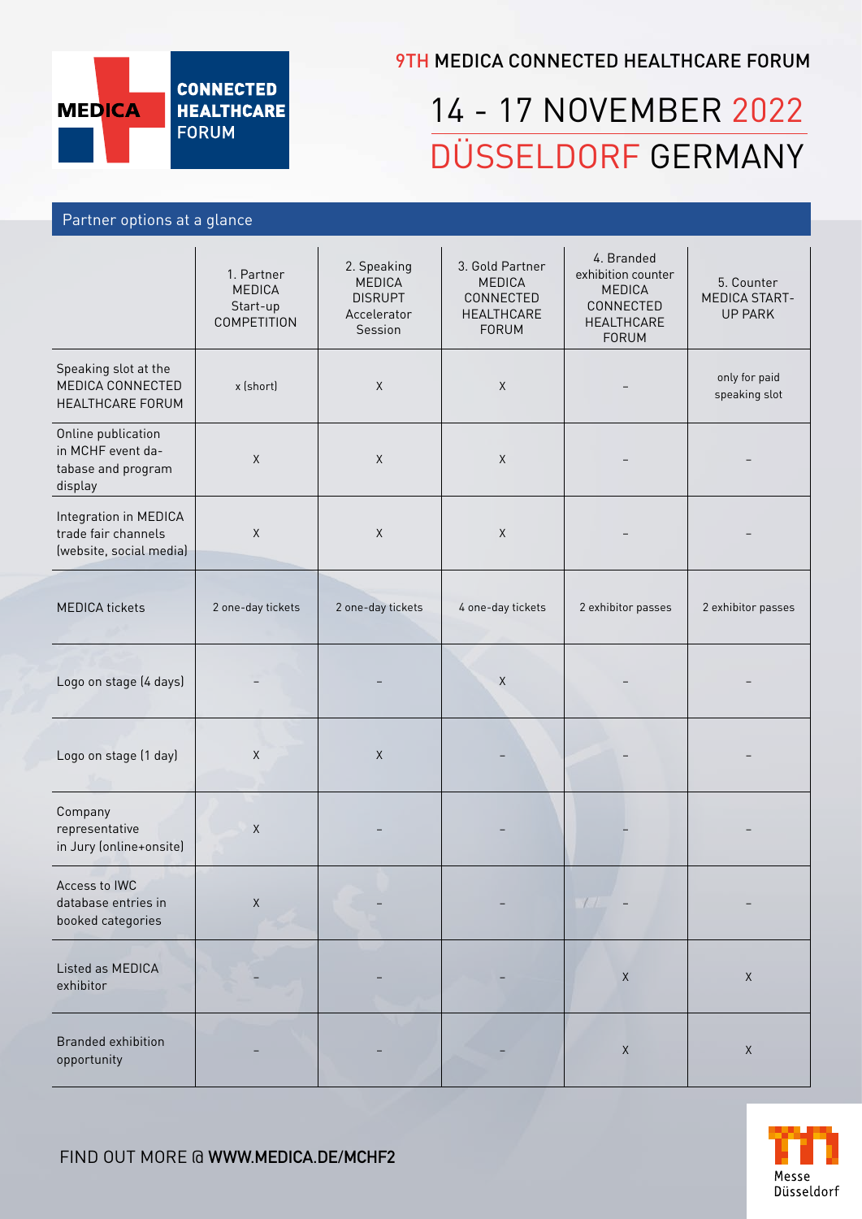MEDICA CONNECTED HEALTHCARE FORUM

9TH MEDICA CONNECTED HEALTHCARE FORUM

# 14 - 17 NOVEMBER 2022
# DÜSSELDORF GERMANY

## Partner options at a glance

| | 1. Partner MEDICA Start-up COMPETITION | 2. Speaking MEDICA DISRUPT Accelerator Session | 3. Gold Partner MEDICA CONNECTED HEALTHCARE FORUM | 4. Branded exhibition counter MEDICA CONNECTED HEALTHCARE FORUM | 5. Counter MEDICA START-UP PARK |
|---|---|---|---|---|---|
| Speaking slot at the MEDICA CONNECTED HEALTHCARE FORUM | x (short) | X | X | – | only for paid speaking slot |
| Online publication in MCHF event database and program display | X | X | X | – | – |
| Integration in MEDICA trade fair channels (website, social media) | X | X | X | – | – |
| MEDICA tickets | 2 one-day tickets | 2 one-day tickets | 4 one-day tickets | 2 exhibitor passes | 2 exhibitor passes |
| Logo on stage (4 days) | – | – | X | – | – |
| Logo on stage (1 day) | X | X | – | – | – |
| Company representative in Jury (online+onsite) | X | – | – | – | – |
| Access to IWC database entries in booked categories | X | – | – | – | – |
| Listed as MEDICA exhibitor | – | – | – | X | X |
| Branded exhibition opportunity | – | – | – | X | X |

FIND OUT MORE @ WWW.MEDICA.DE/MCHF2

Messe Düsseldorf